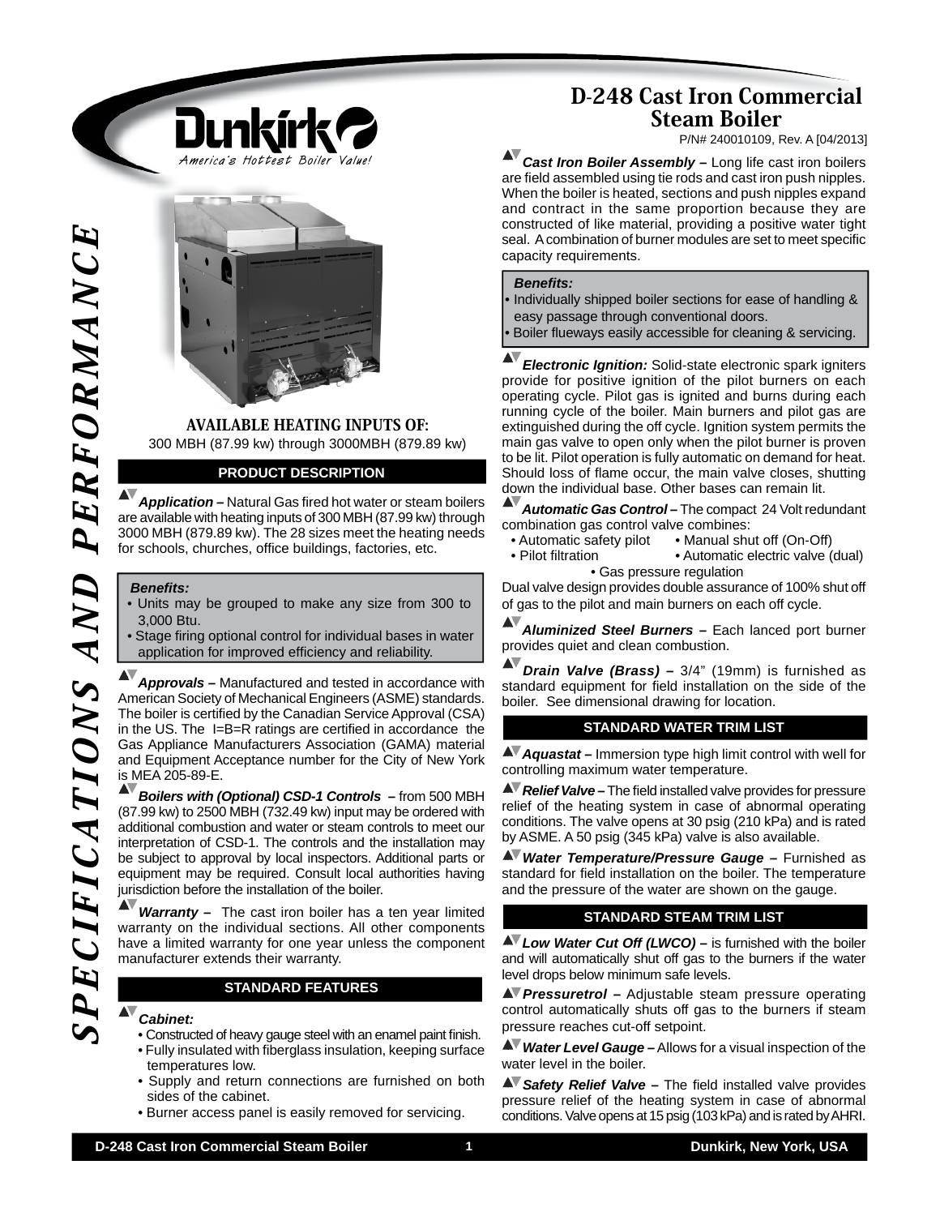# D-248 Cast Iron Commercial Steam Boiler

P/N# 240010109, Rev. A [04/2013]

Dunkirk

*America's Hottest Boiler Value!*

SPECIFICATIONS AND PERFORMANCE

### AVAILABLE HEATING INPUTS OF:

300 MBH (87.99 kw) through 3000MBH (879.89 kw)

## PRODUCT DESCRIPTION

***Application –*** Natural Gas fired hot water or steam boilers are available with heating inputs of 300 MBH (87.99 kw) through 3000 MBH (879.89 kw). The 28 sizes meet the heating needs for schools, churches, office buildings, factories, etc.

***Benefits:***

- Units may be grouped to make any size from 300 to 3,000 Btu.
- Stage firing optional control for individual bases in water application for improved efficiency and reliability.

***Approvals –*** Manufactured and tested in accordance with American Society of Mechanical Engineers (ASME) standards. The boiler is certified by the Canadian Service Approval (CSA) in the US. The I=B=R ratings are certified in accordance the Gas Appliance Manufacturers Association (GAMA) material and Equipment Acceptance number for the City of New York is MEA 205-89-E.

***Boilers with (Optional) CSD-1 Controls –*** from 500 MBH (87.99 kw) to 2500 MBH (732.49 kw) input may be ordered with additional combustion and water or steam controls to meet our interpretation of CSD-1. The controls and the installation may be subject to approval by local inspectors. Additional parts or equipment may be required. Consult local authorities having jurisdiction before the installation of the boiler.

***Warranty –*** The cast iron boiler has a ten year limited warranty on the individual sections. All other components have a limited warranty for one year unless the component manufacturer extends their warranty.

## STANDARD FEATURES

***Cabinet:***

- Constructed of heavy gauge steel with an enamel paint finish.
- Fully insulated with fiberglass insulation, keeping surface temperatures low.
- Supply and return connections are furnished on both sides of the cabinet.
- Burner access panel is easily removed for servicing.

***Cast Iron Boiler Assembly –*** Long life cast iron boilers are field assembled using tie rods and cast iron push nipples. When the boiler is heated, sections and push nipples expand and contract in the same proportion because they are constructed of like material, providing a positive water tight seal. A combination of burner modules are set to meet specific capacity requirements.

***Benefits:***

- Individually shipped boiler sections for ease of handling & easy passage through conventional doors.
- Boiler flueways easily accessible for cleaning & servicing.

***Electronic Ignition:*** Solid-state electronic spark igniters provide for positive ignition of the pilot burners on each operating cycle. Pilot gas is ignited and burns during each running cycle of the boiler. Main burners and pilot gas are extinguished during the off cycle. Ignition system permits the main gas valve to open only when the pilot burner is proven to be lit. Pilot operation is fully automatic on demand for heat. Should loss of flame occur, the main valve closes, shutting down the individual base. Other bases can remain lit.

***Automatic Gas Control –*** The compact 24 Volt redundant combination gas control valve combines:

- Automatic safety pilot
- Manual shut off (On-Off)
- Pilot filtration
- Automatic electric valve (dual)
- Gas pressure regulation

Dual valve design provides double assurance of 100% shut off of gas to the pilot and main burners on each off cycle.

***Aluminized Steel Burners –*** Each lanced port burner provides quiet and clean combustion.

***Drain Valve (Brass) –*** 3/4" (19mm) is furnished as standard equipment for field installation on the side of the boiler. See dimensional drawing for location.

## STANDARD WATER TRIM LIST

***Aquastat –*** Immersion type high limit control with well for controlling maximum water temperature.

***Relief Valve –*** The field installed valve provides for pressure relief of the heating system in case of abnormal operating conditions. The valve opens at 30 psig (210 kPa) and is rated by ASME. A 50 psig (345 kPa) valve is also available.

***Water Temperature/Pressure Gauge –*** Furnished as standard for field installation on the boiler. The temperature and the pressure of the water are shown on the gauge.

## STANDARD STEAM TRIM LIST

***Low Water Cut Off (LWCO) –*** is furnished with the boiler and will automatically shut off gas to the burners if the water level drops below minimum safe levels.

***Pressuretrol –*** Adjustable steam pressure operating control automatically shuts off gas to the burners if steam pressure reaches cut-off setpoint.

***Water Level Gauge –*** Allows for a visual inspection of the water level in the boiler.

***Safety Relief Valve –*** The field installed valve provides pressure relief of the heating system in case of abnormal conditions. Valve opens at 15 psig (103 kPa) and is rated by AHRI.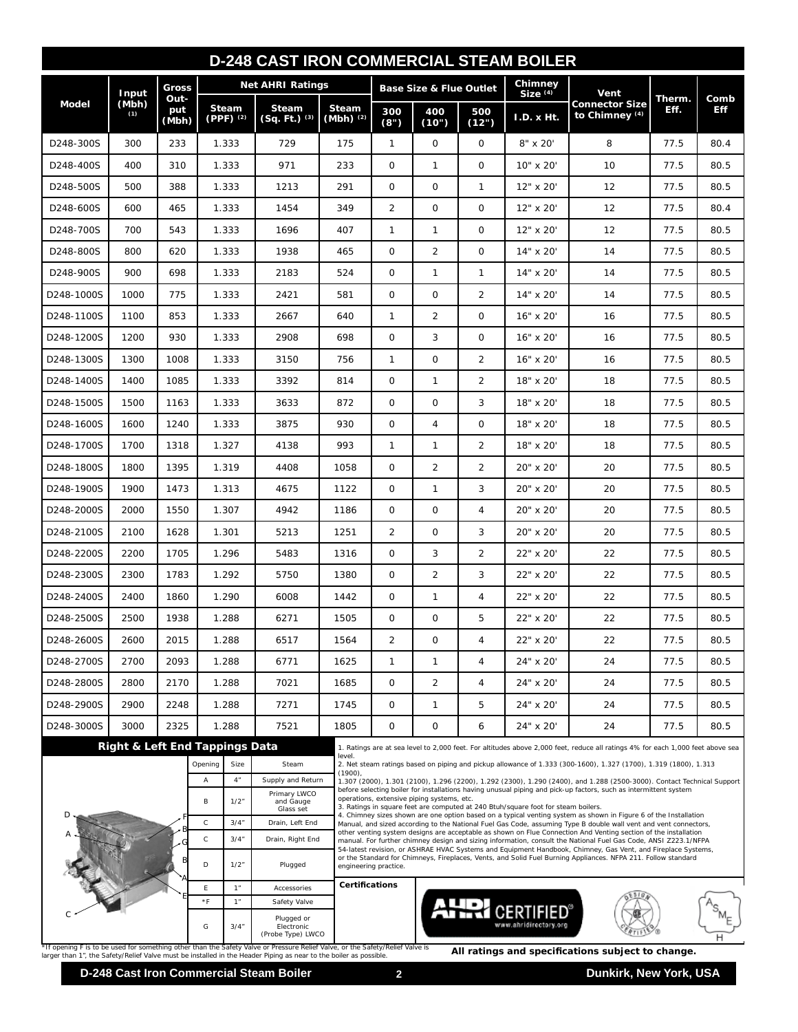# D-248 CAST IRON COMMERCIAL STEAM BOILER

| Model | Input (Mbh) (1) | Gross Out-put (Mbh) | Net AHRI Ratings | | | Base Size & Flue Outlet | | | Chimney Size (4) | Vent Connector Size to Chimney (4) | Therm. Eff. | Comb Eff |
|---|---|---|---|---|---|---|---|---|---|---|---|---|
| | | | Steam (PPF) (2) | Steam (Sq. Ft.) (3) | Steam (Mbh) (2) | 300 (8") | 400 (10") | 500 (12") | I.D. x Ht. | | | |
| D248-300S | 300 | 233 | 1.333 | 729 | 175 | 1 | 0 | 0 | 8" x 20' | 8 | 77.5 | 80.4 |
| D248-400S | 400 | 310 | 1.333 | 971 | 233 | 0 | 1 | 0 | 10" x 20' | 10 | 77.5 | 80.5 |
| D248-500S | 500 | 388 | 1.333 | 1213 | 291 | 0 | 0 | 1 | 12" x 20' | 12 | 77.5 | 80.5 |
| D248-600S | 600 | 465 | 1.333 | 1454 | 349 | 2 | 0 | 0 | 12" x 20' | 12 | 77.5 | 80.4 |
| D248-700S | 700 | 543 | 1.333 | 1696 | 407 | 1 | 1 | 0 | 12" x 20' | 12 | 77.5 | 80.5 |
| D248-800S | 800 | 620 | 1.333 | 1938 | 465 | 0 | 2 | 0 | 14" x 20' | 14 | 77.5 | 80.5 |
| D248-900S | 900 | 698 | 1.333 | 2183 | 524 | 0 | 1 | 1 | 14" x 20' | 14 | 77.5 | 80.5 |
| D248-1000S | 1000 | 775 | 1.333 | 2421 | 581 | 0 | 0 | 2 | 14" x 20' | 14 | 77.5 | 80.5 |
| D248-1100S | 1100 | 853 | 1.333 | 2667 | 640 | 1 | 2 | 0 | 16" x 20' | 16 | 77.5 | 80.5 |
| D248-1200S | 1200 | 930 | 1.333 | 2908 | 698 | 0 | 3 | 0 | 16" x 20' | 16 | 77.5 | 80.5 |
| D248-1300S | 1300 | 1008 | 1.333 | 3150 | 756 | 1 | 0 | 2 | 16" x 20' | 16 | 77.5 | 80.5 |
| D248-1400S | 1400 | 1085 | 1.333 | 3392 | 814 | 0 | 1 | 2 | 18" x 20' | 18 | 77.5 | 80.5 |
| D248-1500S | 1500 | 1163 | 1.333 | 3633 | 872 | 0 | 0 | 3 | 18" x 20' | 18 | 77.5 | 80.5 |
| D248-1600S | 1600 | 1240 | 1.333 | 3875 | 930 | 0 | 4 | 0 | 18" x 20' | 18 | 77.5 | 80.5 |
| D248-1700S | 1700 | 1318 | 1.327 | 4138 | 993 | 1 | 1 | 2 | 18" x 20' | 18 | 77.5 | 80.5 |
| D248-1800S | 1800 | 1395 | 1.319 | 4408 | 1058 | 0 | 2 | 2 | 20" x 20' | 20 | 77.5 | 80.5 |
| D248-1900S | 1900 | 1473 | 1.313 | 4675 | 1122 | 0 | 1 | 3 | 20" x 20' | 20 | 77.5 | 80.5 |
| D248-2000S | 2000 | 1550 | 1.307 | 4942 | 1186 | 0 | 0 | 4 | 20" x 20' | 20 | 77.5 | 80.5 |
| D248-2100S | 2100 | 1628 | 1.301 | 5213 | 1251 | 2 | 0 | 3 | 20" x 20' | 20 | 77.5 | 80.5 |
| D248-2200S | 2200 | 1705 | 1.296 | 5483 | 1316 | 0 | 3 | 2 | 22" x 20' | 22 | 77.5 | 80.5 |
| D248-2300S | 2300 | 1783 | 1.292 | 5750 | 1380 | 0 | 2 | 3 | 22" x 20' | 22 | 77.5 | 80.5 |
| D248-2400S | 2400 | 1860 | 1.290 | 6008 | 1442 | 0 | 1 | 4 | 22" x 20' | 22 | 77.5 | 80.5 |
| D248-2500S | 2500 | 1938 | 1.288 | 6271 | 1505 | 0 | 0 | 5 | 22" x 20' | 22 | 77.5 | 80.5 |
| D248-2600S | 2600 | 2015 | 1.288 | 6517 | 1564 | 2 | 0 | 4 | 22" x 20' | 22 | 77.5 | 80.5 |
| D248-2700S | 2700 | 2093 | 1.288 | 6771 | 1625 | 1 | 1 | 4 | 24" x 20' | 24 | 77.5 | 80.5 |
| D248-2800S | 2800 | 2170 | 1.288 | 7021 | 1685 | 0 | 2 | 4 | 24" x 20' | 24 | 77.5 | 80.5 |
| D248-2900S | 2900 | 2248 | 1.288 | 7271 | 1745 | 0 | 1 | 5 | 24" x 20' | 24 | 77.5 | 80.5 |
| D248-3000S | 3000 | 2325 | 1.288 | 7521 | 1805 | 0 | 0 | 6 | 24" x 20' | 24 | 77.5 | 80.5 |

## Right & Left End Tappings Data

| Opening | Size | Steam |
|---|---|---|
| A | 4" | Supply and Return |
| B | 1/2" | Primary LWCO and Gauge Glass set |
| C | 3/4" | Drain, Left End |
| C | 3/4" | Drain, Right End |
| D | 1/2" | Plugged |
| E | 1" | Accessories |
| *F | 1" | Safety Valve |
| G | 3/4" | Plugged or Electronic (Probe Type) LWCO |

*If opening F is to be used for something other than the Safety Valve or Pressure Relief Valve, or the Safety/Relief Valve is larger than 1", the Safety/Relief Valve must be installed in the Header Piping as near to the boiler as possible.

1. Ratings are at sea level to 2,000 feet. For altitudes above 2,000 feet, reduce all ratings 4% for each 1,000 feet above sea level.
2. Net steam ratings based on piping and pickup allowance of 1.333 (300-1600), 1.327 (1700), 1.319 (1800), 1.313 (1900), 1.307 (2000), 1.301 (2100), 1.296 (2200), 1.292 (2300), 1.290 (2400), and 1.288 (2500-3000). Contact Technical Support before selecting boiler for installations having unusual piping and pick-up factors, such as intermittent system operations, extensive piping systems, etc.
3. Ratings in square feet are computed at 240 Btuh/square foot for steam boilers.
4. Chimney sizes shown are one option based on a typical venting system as shown in Figure 6 of the Installation Manual, and sized according to the National Fuel Gas Code, assuming Type B double wall vent and vent connectors, other venting system designs are acceptable as shown on Flue Connection And Venting section of the installation manual. For further chimney design and sizing information, consult the National Fuel Gas Code, ANSI Z223.1/NFPA 54-latest revision, or ASHRAE HVAC Systems and Equipment Handbook, Chimney, Gas Vent, and Fireplace Systems, or the Standard for Chimneys, Fireplaces, Vents, and Solid Fuel Burning Appliances. NFPA 211. Follow standard engineering practice.

**Certifications**

AHRI CERTIFIED® www.ahridirectory.org

**All ratings and specifications subject to change.**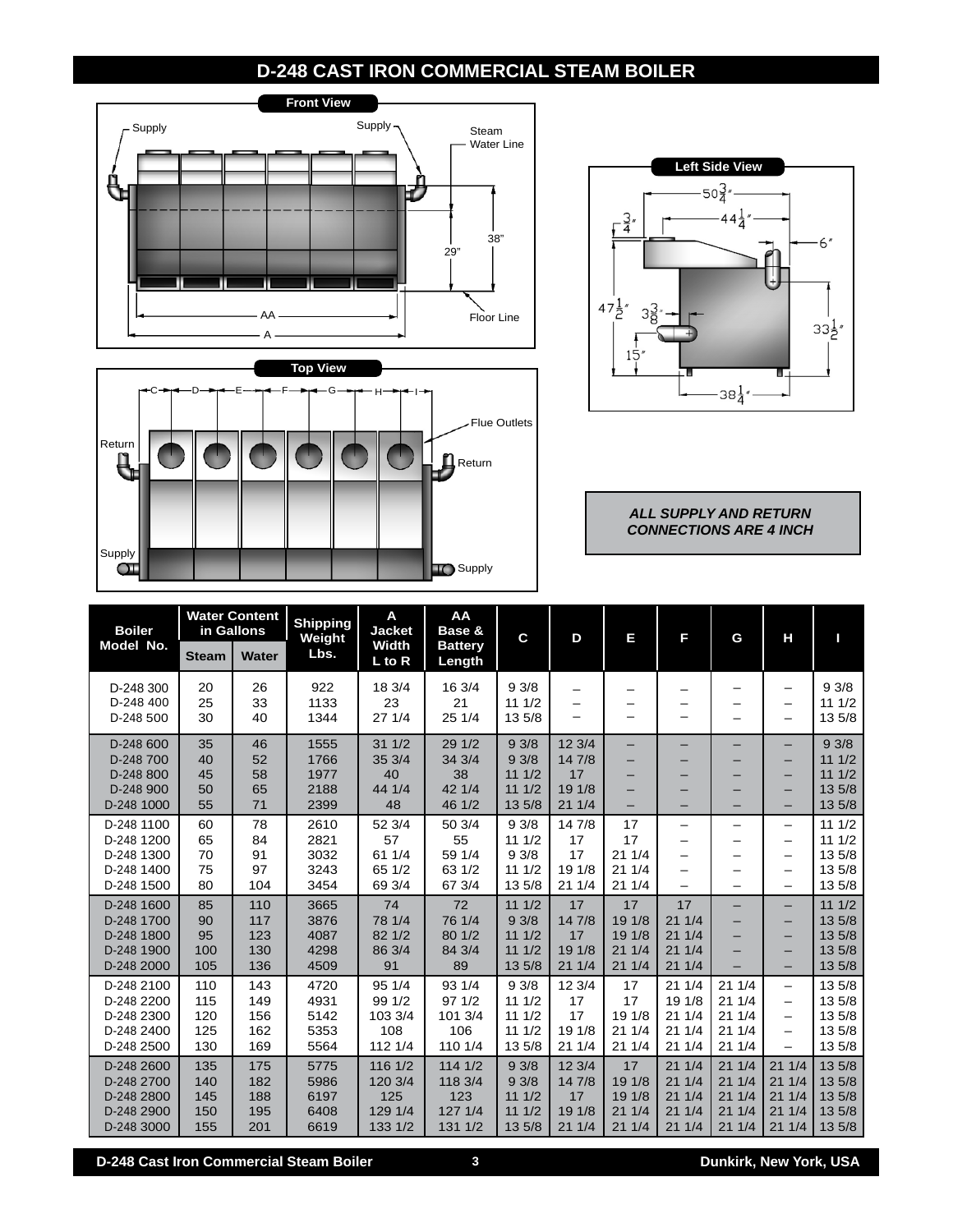# D-248 CAST IRON COMMERCIAL STEAM BOILER

**Front View**

Supply — Supply — Steam Water Line — 38" — 29" — AA — A — Floor Line

**Top View**

C — D — E — F — G — H — I — Flue Outlets — Return — Return — Supply — Supply

**Left Side View**

$50\frac{3}{4}$" — $44\frac{1}{4}$" — $\frac{3}{4}$" — 6" — $47\frac{1}{2}$" — $3\frac{3}{8}$" — $33\frac{1}{2}$" — 15" — $38\frac{1}{4}$"

***ALL SUPPLY AND RETURN CONNECTIONS ARE 4 INCH***

| Boiler Model No. | Water Content in Gallons | | Shipping Weight Lbs. | A Jacket Width L to R | AA Base & Battery Length | C | D | E | F | G | H | I |
|---|---|---|---|---|---|---|---|---|---|---|---|---|
| | Steam | Water | | | | | | | | | | |
| D-248 300 | 20 | 26 | 922 | 18 3/4 | 16 3/4 | 9 3/8 | – | – | – | – | – | 9 3/8 |
| D-248 400 | 25 | 33 | 1133 | 23 | 21 | 11 1/2 | – | – | – | – | – | 11 1/2 |
| D-248 500 | 30 | 40 | 1344 | 27 1/4 | 25 1/4 | 13 5/8 | – | – | – | – | – | 13 5/8 |
| D-248 600 | 35 | 46 | 1555 | 31 1/2 | 29 1/2 | 9 3/8 | 12 3/4 | – | – | – | – | 9 3/8 |
| D-248 700 | 40 | 52 | 1766 | 35 3/4 | 34 3/4 | 9 3/8 | 14 7/8 | – | – | – | – | 11 1/2 |
| D-248 800 | 45 | 58 | 1977 | 40 | 38 | 11 1/2 | 17 | – | – | – | – | 11 1/2 |
| D-248 900 | 50 | 65 | 2188 | 44 1/4 | 42 1/4 | 11 1/2 | 19 1/8 | – | – | – | – | 13 5/8 |
| D-248 1000 | 55 | 71 | 2399 | 48 | 46 1/2 | 13 5/8 | 21 1/4 | – | – | – | – | 13 5/8 |
| D-248 1100 | 60 | 78 | 2610 | 52 3/4 | 50 3/4 | 9 3/8 | 14 7/8 | 17 | – | – | – | 11 1/2 |
| D-248 1200 | 65 | 84 | 2821 | 57 | 55 | 11 1/2 | 17 | 17 | – | – | – | 11 1/2 |
| D-248 1300 | 70 | 91 | 3032 | 61 1/4 | 59 1/4 | 9 3/8 | 17 | 21 1/4 | – | – | – | 13 5/8 |
| D-248 1400 | 75 | 97 | 3243 | 65 1/2 | 63 1/2 | 11 1/2 | 19 1/8 | 21 1/4 | – | – | – | 13 5/8 |
| D-248 1500 | 80 | 104 | 3454 | 69 3/4 | 67 3/4 | 13 5/8 | 21 1/4 | 21 1/4 | – | – | – | 13 5/8 |
| D-248 1600 | 85 | 110 | 3665 | 74 | 72 | 11 1/2 | 17 | 17 | 17 | – | – | 11 1/2 |
| D-248 1700 | 90 | 117 | 3876 | 78 1/4 | 76 1/4 | 9 3/8 | 14 7/8 | 19 1/8 | 21 1/4 | – | – | 13 5/8 |
| D-248 1800 | 95 | 123 | 4087 | 82 1/2 | 80 1/2 | 11 1/2 | 17 | 19 1/8 | 21 1/4 | – | – | 13 5/8 |
| D-248 1900 | 100 | 130 | 4298 | 86 3/4 | 84 3/4 | 11 1/2 | 19 1/8 | 21 1/4 | 21 1/4 | – | – | 13 5/8 |
| D-248 2000 | 105 | 136 | 4509 | 91 | 89 | 13 5/8 | 21 1/4 | 21 1/4 | 21 1/4 | – | – | 13 5/8 |
| D-248 2100 | 110 | 143 | 4720 | 95 1/4 | 93 1/4 | 9 3/8 | 12 3/4 | 17 | 21 1/4 | 21 1/4 | – | 13 5/8 |
| D-248 2200 | 115 | 149 | 4931 | 99 1/2 | 97 1/2 | 11 1/2 | 17 | 17 | 19 1/8 | 21 1/4 | – | 13 5/8 |
| D-248 2300 | 120 | 156 | 5142 | 103 3/4 | 101 3/4 | 11 1/2 | 17 | 19 1/8 | 21 1/4 | 21 1/4 | – | 13 5/8 |
| D-248 2400 | 125 | 162 | 5353 | 108 | 106 | 11 1/2 | 19 1/8 | 21 1/4 | 21 1/4 | 21 1/4 | – | 13 5/8 |
| D-248 2500 | 130 | 169 | 5564 | 112 1/4 | 110 1/4 | 13 5/8 | 21 1/4 | 21 1/4 | 21 1/4 | 21 1/4 | – | 13 5/8 |
| D-248 2600 | 135 | 175 | 5775 | 116 1/2 | 114 1/2 | 9 3/8 | 12 3/4 | 17 | 21 1/4 | 21 1/4 | 21 1/4 | 13 5/8 |
| D-248 2700 | 140 | 182 | 5986 | 120 3/4 | 118 3/4 | 9 3/8 | 14 7/8 | 19 1/8 | 21 1/4 | 21 1/4 | 21 1/4 | 13 5/8 |
| D-248 2800 | 145 | 188 | 6197 | 125 | 123 | 11 1/2 | 17 | 19 1/8 | 21 1/4 | 21 1/4 | 21 1/4 | 13 5/8 |
| D-248 2900 | 150 | 195 | 6408 | 129 1/4 | 127 1/4 | 11 1/2 | 19 1/8 | 21 1/4 | 21 1/4 | 21 1/4 | 21 1/4 | 13 5/8 |
| D-248 3000 | 155 | 201 | 6619 | 133 1/2 | 131 1/2 | 13 5/8 | 21 1/4 | 21 1/4 | 21 1/4 | 21 1/4 | 21 1/4 | 13 5/8 |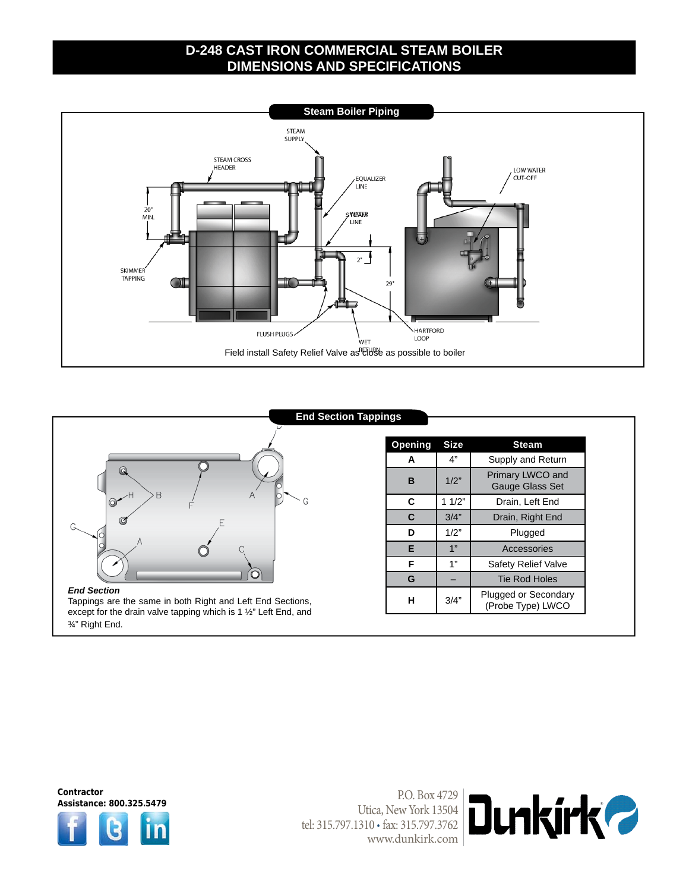# D-248 CAST IRON COMMERCIAL STEAM BOILER DIMENSIONS AND SPECIFICATIONS

## Steam Boiler Piping

STEAM SUPPLY

STEAM CROSS HEADER

EQUALIZER LINE

STEAM LINE

LOW WATER CUT-OFF

20" MIN.

2"

29"

SKIMMER TAPPING

FLUSH PLUGS

WET RETURN

HARTFORD LOOP

Field install Safety Relief Valve as close as possible to boiler

## End Section Tappings

| Opening | Size | Steam |
|---|---|---|
| A | 4" | Supply and Return |
| B | 1/2" | Primary LWCO and Gauge Glass Set |
| C | 1 1/2" | Drain, Left End |
| C | 3/4" | Drain, Right End |
| D | 1/2" | Plugged |
| E | 1" | Accessories |
| F | 1" | Safety Relief Valve |
| G | – | Tie Rod Holes |
| H | 3/4" | Plugged or Secondary (Probe Type) LWCO |

***End Section***

Tappings are the same in both Right and Left End Sections, except for the drain valve tapping which is 1 ½" Left End, and ¾" Right End.

**Contractor Assistance: 800.325.5479**

P.O. Box 4729
Utica, New York 13504
tel: 315.797.1310 • fax: 315.797.3762
www.dunkirk.com